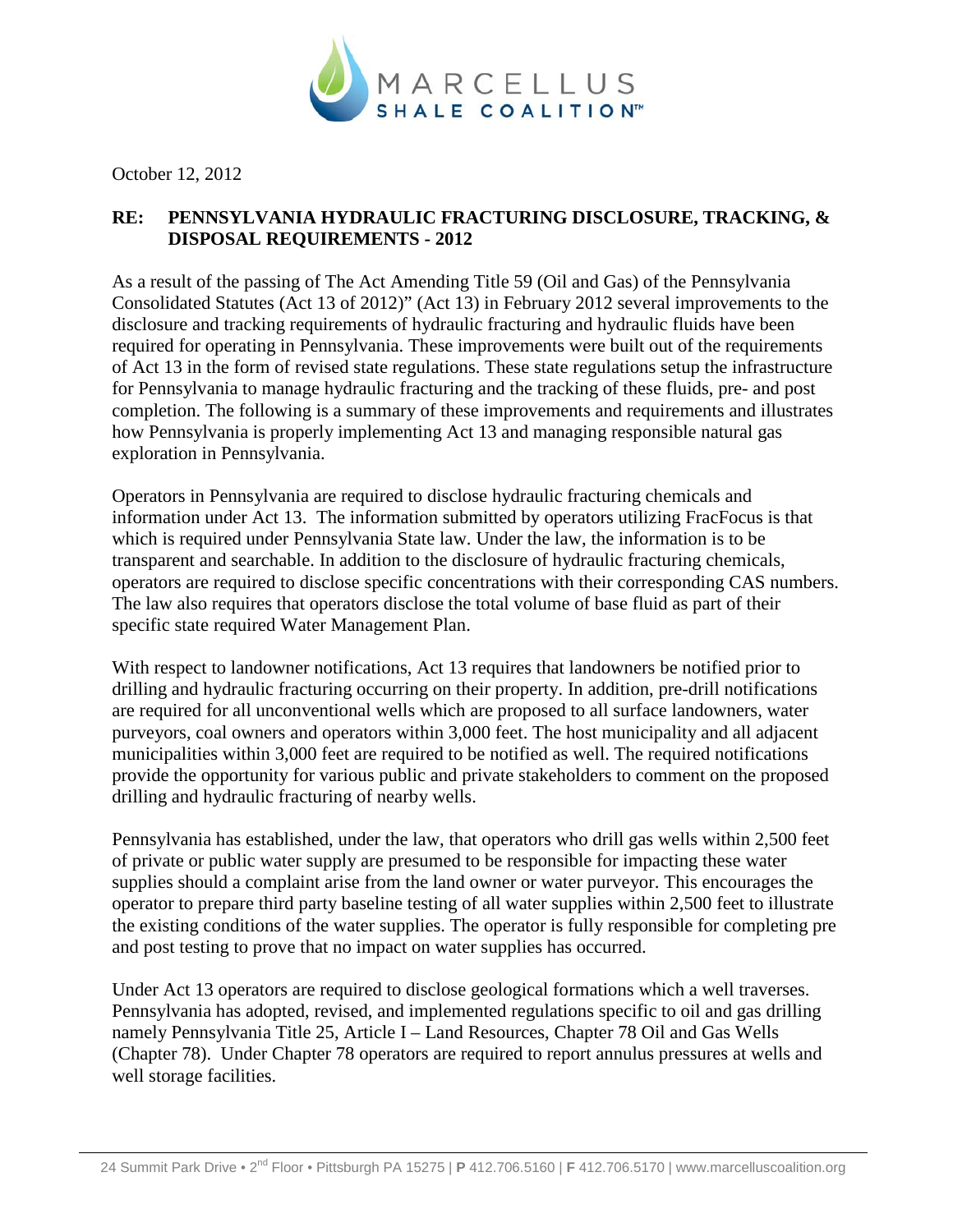MARCELLUS SHALE COALITION™

October 12, 2012

**RE: PENNSYLVANIA HYDRAULIC FRACTURING DISCLOSURE, TRACKING, & DISPOSAL REQUIREMENTS - 2012**

As a result of the passing of The Act Amending Title 59 (Oil and Gas) of the Pennsylvania Consolidated Statutes (Act 13 of 2012)" (Act 13) in February 2012 several improvements to the disclosure and tracking requirements of hydraulic fracturing and hydraulic fluids have been required for operating in Pennsylvania. These improvements were built out of the requirements of Act 13 in the form of revised state regulations. These state regulations setup the infrastructure for Pennsylvania to manage hydraulic fracturing and the tracking of these fluids, pre- and post completion. The following is a summary of these improvements and requirements and illustrates how Pennsylvania is properly implementing Act 13 and managing responsible natural gas exploration in Pennsylvania.

Operators in Pennsylvania are required to disclose hydraulic fracturing chemicals and information under Act 13. The information submitted by operators utilizing FracFocus is that which is required under Pennsylvania State law. Under the law, the information is to be transparent and searchable. In addition to the disclosure of hydraulic fracturing chemicals, operators are required to disclose specific concentrations with their corresponding CAS numbers. The law also requires that operators disclose the total volume of base fluid as part of their specific state required Water Management Plan.

With respect to landowner notifications, Act 13 requires that landowners be notified prior to drilling and hydraulic fracturing occurring on their property. In addition, pre-drill notifications are required for all unconventional wells which are proposed to all surface landowners, water purveyors, coal owners and operators within 3,000 feet. The host municipality and all adjacent municipalities within 3,000 feet are required to be notified as well. The required notifications provide the opportunity for various public and private stakeholders to comment on the proposed drilling and hydraulic fracturing of nearby wells.

Pennsylvania has established, under the law, that operators who drill gas wells within 2,500 feet of private or public water supply are presumed to be responsible for impacting these water supplies should a complaint arise from the land owner or water purveyor. This encourages the operator to prepare third party baseline testing of all water supplies within 2,500 feet to illustrate the existing conditions of the water supplies. The operator is fully responsible for completing pre and post testing to prove that no impact on water supplies has occurred.

Under Act 13 operators are required to disclose geological formations which a well traverses. Pennsylvania has adopted, revised, and implemented regulations specific to oil and gas drilling namely Pennsylvania Title 25, Article I – Land Resources, Chapter 78 Oil and Gas Wells (Chapter 78). Under Chapter 78 operators are required to report annulus pressures at wells and well storage facilities.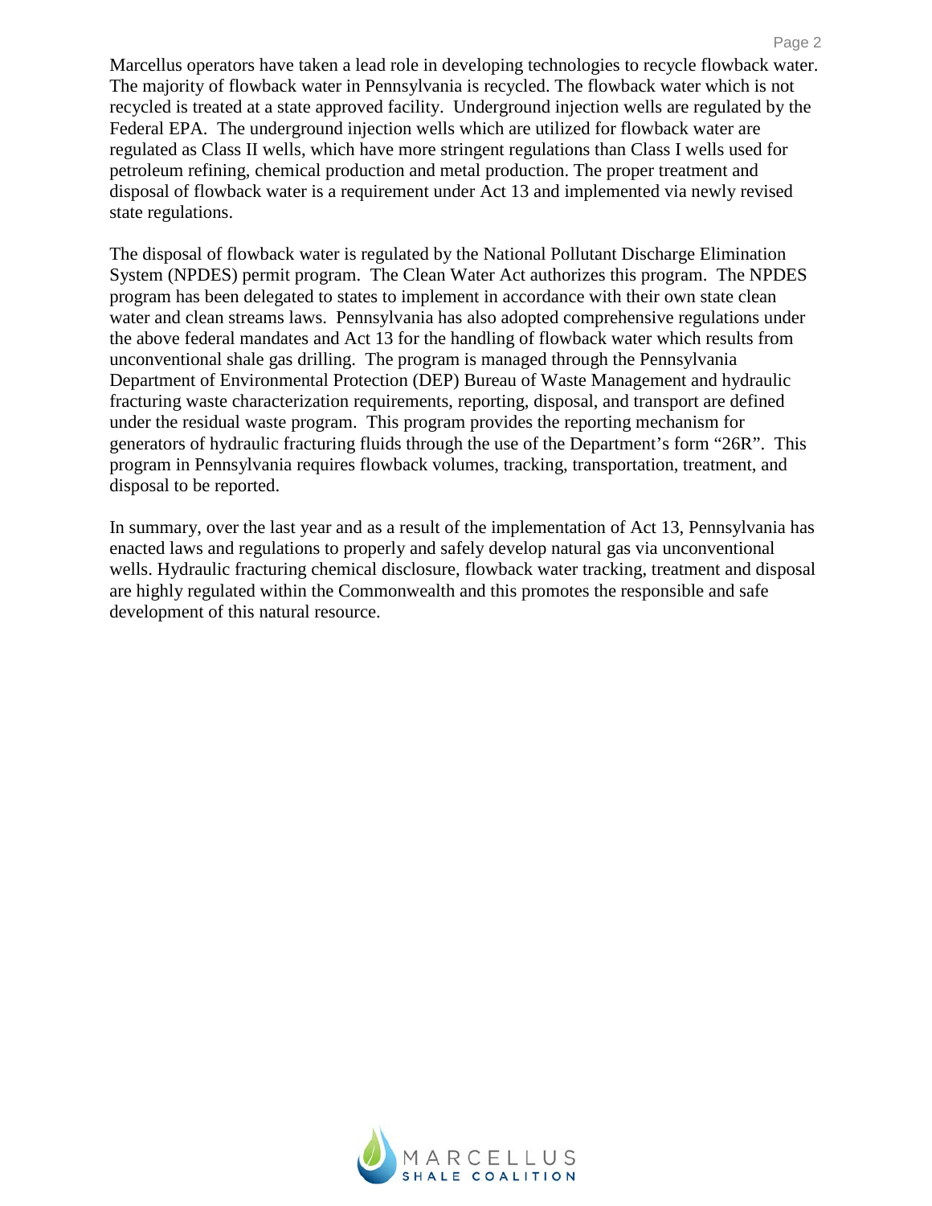Marcellus operators have taken a lead role in developing technologies to recycle flowback water. The majority of flowback water in Pennsylvania is recycled. The flowback water which is not recycled is treated at a state approved facility. Underground injection wells are regulated by the Federal EPA. The underground injection wells which are utilized for flowback water are regulated as Class II wells, which have more stringent regulations than Class I wells used for petroleum refining, chemical production and metal production. The proper treatment and disposal of flowback water is a requirement under Act 13 and implemented via newly revised state regulations.

The disposal of flowback water is regulated by the National Pollutant Discharge Elimination System (NPDES) permit program. The Clean Water Act authorizes this program. The NPDES program has been delegated to states to implement in accordance with their own state clean water and clean streams laws. Pennsylvania has also adopted comprehensive regulations under the above federal mandates and Act 13 for the handling of flowback water which results from unconventional shale gas drilling. The program is managed through the Pennsylvania Department of Environmental Protection (DEP) Bureau of Waste Management and hydraulic fracturing waste characterization requirements, reporting, disposal, and transport are defined under the residual waste program. This program provides the reporting mechanism for generators of hydraulic fracturing fluids through the use of the Department's form "26R". This program in Pennsylvania requires flowback volumes, tracking, transportation, treatment, and disposal to be reported.

In summary, over the last year and as a result of the implementation of Act 13, Pennsylvania has enacted laws and regulations to properly and safely develop natural gas via unconventional wells. Hydraulic fracturing chemical disclosure, flowback water tracking, treatment and disposal are highly regulated within the Commonwealth and this promotes the responsible and safe development of this natural resource.